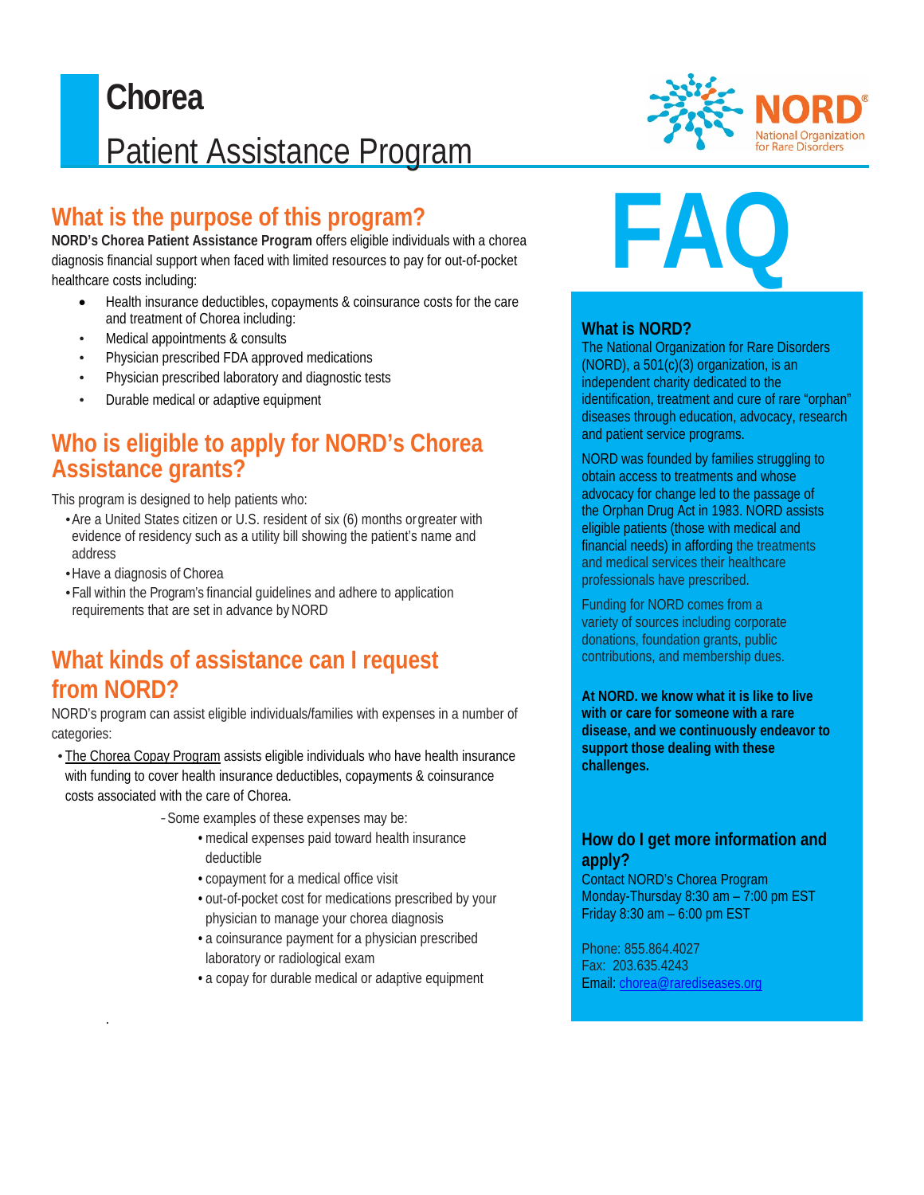# Chorea

## Patient Assistance Program

## What is the purpose of this program?

**NORD's Chorea Patient Assistance Program** offers eligible individuals with a chorea diagnosis financial support when faced with limited resources to pay for out-of-pocket healthcare costs including:

- Health insurance deductibles, copayments & coinsurance costs for the care and treatment of Chorea including:
- Medical appointments & consults
- Physician prescribed FDA approved medications
- Physician prescribed laboratory and diagnostic tests
- Durable medical or adaptive equipment

## Who is eligible to apply for NORD's Chorea Assistance grants?

This program is designed to help patients who:

- Are a United States citizen or U.S. resident of six (6) months or greater with evidence of residency such as a utility bill showing the patient's name and address
- Have a diagnosis of Chorea
- Fall within the Program's financial guidelines and adhere to application requirements that are set in advance by NORD

## What kinds of assistance can I request from NORD?

NORD's program can assist eligible individuals/families with expenses in a number of categories:

- The Chorea Copay Program assists eligible individuals who have health insurance with funding to cover health insurance deductibles, copayments & coinsurance costs associated with the care of Chorea.
  - Some examples of these expenses may be:
    - medical expenses paid toward health insurance deductible
    - copayment for a medical office visit
    - out-of-pocket cost for medications prescribed by your physician to manage your chorea diagnosis
    - a coinsurance payment for a physician prescribed laboratory or radiological exam
    - a copay for durable medical or adaptive equipment

# FAQ

### What is NORD?

The National Organization for Rare Disorders (NORD), a 501(c)(3) organization, is an independent charity dedicated to the identification, treatment and cure of rare "orphan" diseases through education, advocacy, research and patient service programs.

NORD was founded by families struggling to obtain access to treatments and whose advocacy for change led to the passage of the Orphan Drug Act in 1983. NORD assists eligible patients (those with medical and financial needs) in affording the treatments and medical services their healthcare professionals have prescribed.

Funding for NORD comes from a variety of sources including corporate donations, foundation grants, public contributions, and membership dues.

**At NORD. we know what it is like to live with or care for someone with a rare disease, and we continuously endeavor to support those dealing with these challenges.**

### How do I get more information and apply?

Contact NORD's Chorea Program
Monday-Thursday 8:30 am – 7:00 pm EST
Friday 8:30 am – 6:00 pm EST

Phone: 855.864.4027
Fax: 203.635.4243
Email: chorea@rarediseases.org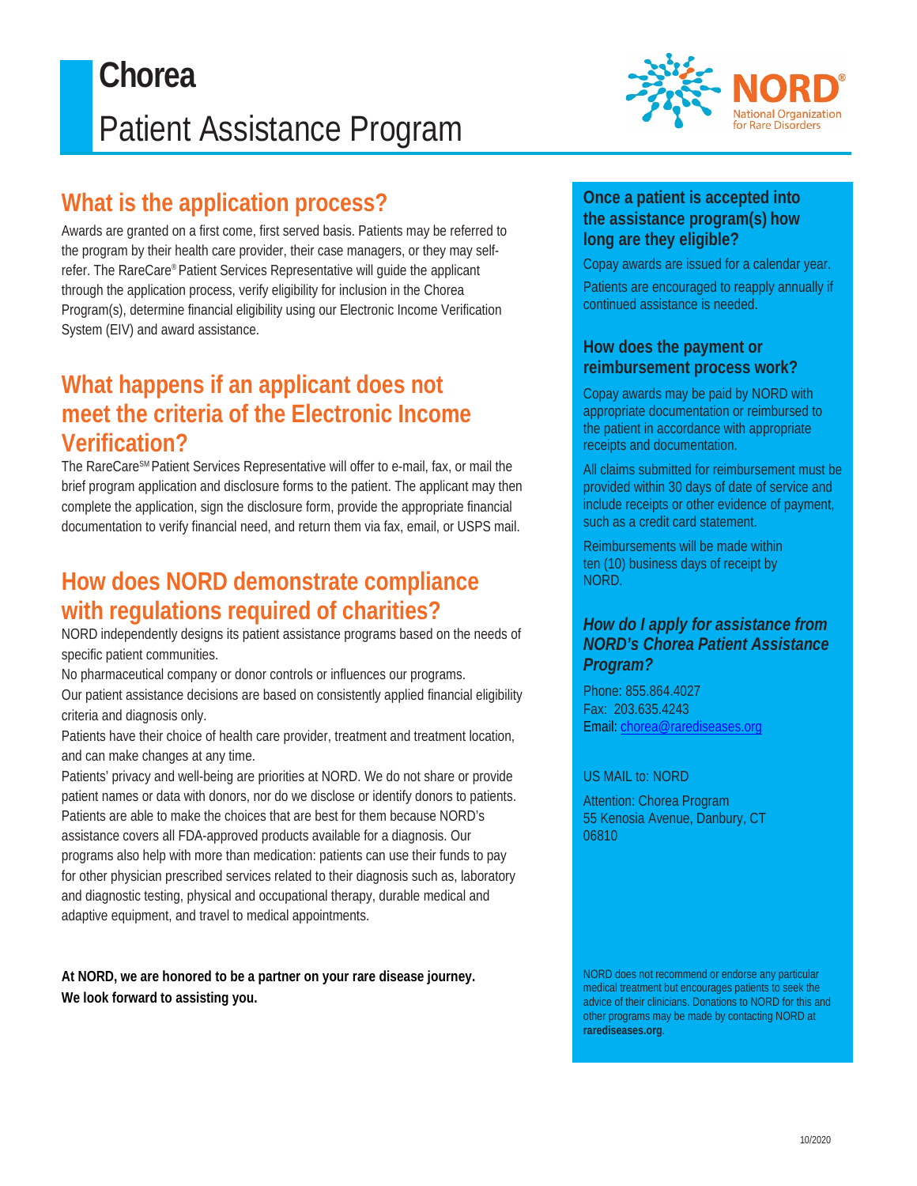# Chorea

## Patient Assistance Program

NORD® National Organization for Rare Disorders

## What is the application process?

Awards are granted on a first come, first served basis. Patients may be referred to the program by their health care provider, their case managers, or they may self-refer. The RareCare® Patient Services Representative will guide the applicant through the application process, verify eligibility for inclusion in the Chorea Program(s), determine financial eligibility using our Electronic Income Verification System (EIV) and award assistance.

## What happens if an applicant does not meet the criteria of the Electronic Income Verification?

The RareCare℠ Patient Services Representative will offer to e-mail, fax, or mail the brief program application and disclosure forms to the patient. The applicant may then complete the application, sign the disclosure form, provide the appropriate financial documentation to verify financial need, and return them via fax, email, or USPS mail.

## How does NORD demonstrate compliance with regulations required of charities?

NORD independently designs its patient assistance programs based on the needs of specific patient communities.

No pharmaceutical company or donor controls or influences our programs.

Our patient assistance decisions are based on consistently applied financial eligibility criteria and diagnosis only.

Patients have their choice of health care provider, treatment and treatment location, and can make changes at any time.

Patients' privacy and well-being are priorities at NORD. We do not share or provide patient names or data with donors, nor do we disclose or identify donors to patients.

Patients are able to make the choices that are best for them because NORD's assistance covers all FDA-approved products available for a diagnosis. Our programs also help with more than medication: patients can use their funds to pay for other physician prescribed services related to their diagnosis such as, laboratory and diagnostic testing, physical and occupational therapy, durable medical and adaptive equipment, and travel to medical appointments.

**At NORD, we are honored to be a partner on your rare disease journey. We look forward to assisting you.**

### Once a patient is accepted into the assistance program(s) how long are they eligible?

Copay awards are issued for a calendar year.

Patients are encouraged to reapply annually if continued assistance is needed.

### How does the payment or reimbursement process work?

Copay awards may be paid by NORD with appropriate documentation or reimbursed to the patient in accordance with appropriate receipts and documentation.

All claims submitted for reimbursement must be provided within 30 days of date of service and include receipts or other evidence of payment, such as a credit card statement.

Reimbursements will be made within ten (10) business days of receipt by NORD.

### *How do I apply for assistance from NORD's Chorea Patient Assistance Program?*

Phone: 855.864.4027
Fax: 203.635.4243
Email: chorea@rarediseases.org

US MAIL to: NORD

Attention: Chorea Program
55 Kenosia Avenue, Danbury, CT 06810

NORD does not recommend or endorse any particular medical treatment but encourages patients to seek the advice of their clinicians. Donations to NORD for this and other programs may be made by contacting NORD at **rarediseases.org**.

10/2020